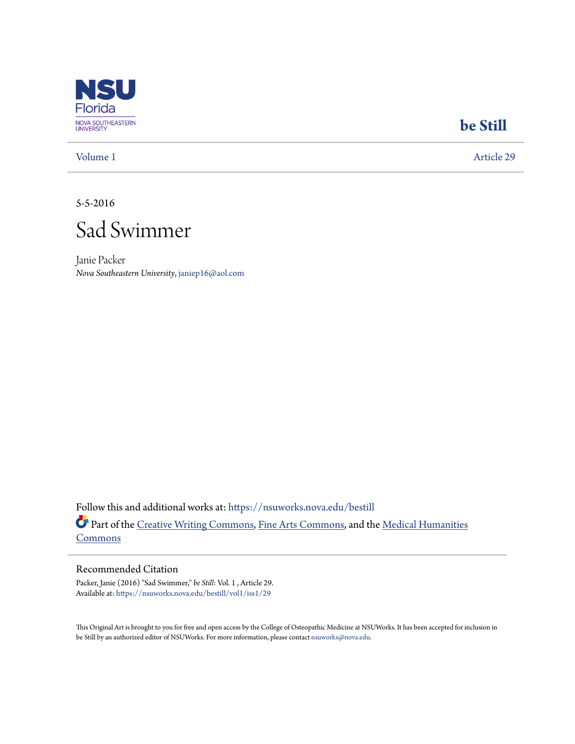NSU Florida
NOVA SOUTHEASTERN UNIVERSITY

**be Still**

Volume 1 | Article 29

5-5-2016

# Sad Swimmer

Janie Packer
*Nova Southeastern University*, janiep16@aol.com

Follow this and additional works at: https://nsuworks.nova.edu/bestill

Part of the Creative Writing Commons, Fine Arts Commons, and the Medical Humanities Commons

## Recommended Citation

Packer, Janie (2016) "Sad Swimmer," *be Still*: Vol. 1 , Article 29.
Available at: https://nsuworks.nova.edu/bestill/vol1/iss1/29

This Original Art is brought to you for free and open access by the College of Osteopathic Medicine at NSUWorks. It has been accepted for inclusion in be Still by an authorized editor of NSUWorks. For more information, please contact nsuworks@nova.edu.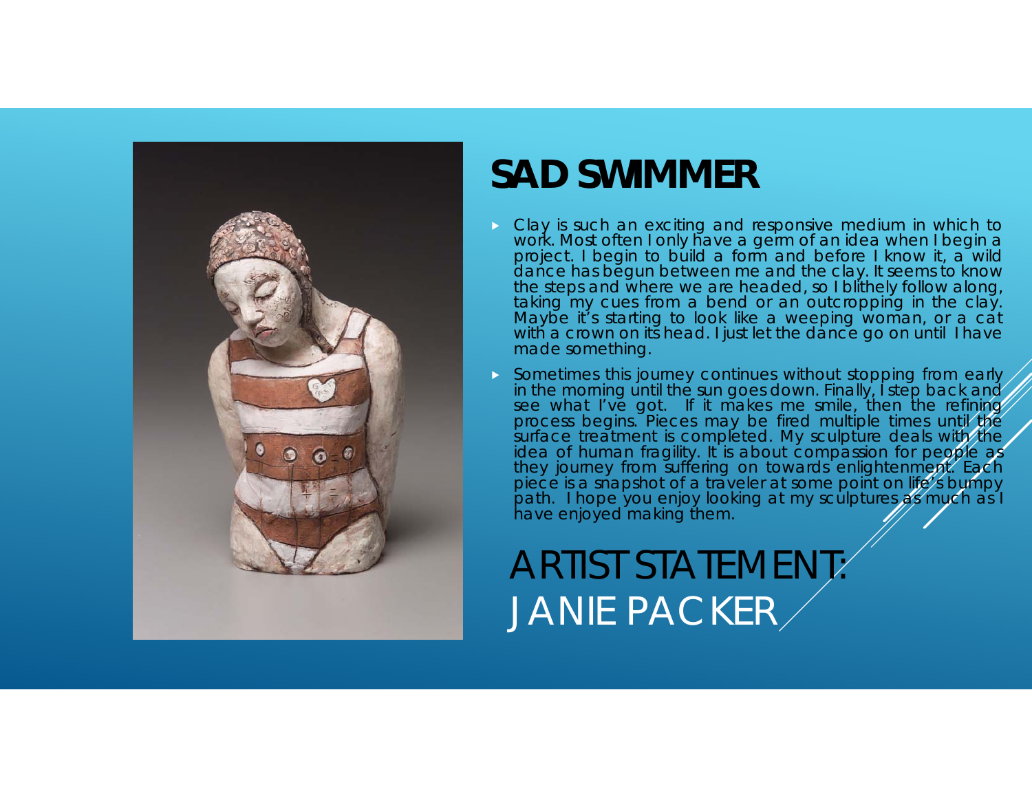# SAD SWIMMER

- Clay is such an exciting and responsive medium in which to work. Most often I only have a germ of an idea when I begin a project. I begin to build a form and before I know it, a wild dance has begun between me and the clay. It seems to know the steps and where we are headed, so I blithely follow along, taking my cues from a bend or an outcropping in the clay. Maybe it's starting to look like a weeping woman, or a cat with a crown on its head. I just let the dance go on until I have made something.
- Sometimes this journey continues without stopping from early in the morning until the sun goes down. Finally, I step back and see what I've got. If it makes me smile, then the refining process begins. Pieces may be fired multiple times until the surface treatment is completed. My sculpture deals with the idea of human fragility. It is about compassion for people as they journey from suffering on towards enlightenment. Each piece is a snapshot of a traveler at some point on life's bumpy path. I hope you enjoy looking at my sculptures as much as I have enjoyed making them.

## ARTIST STATEMENT: JANIE PACKER